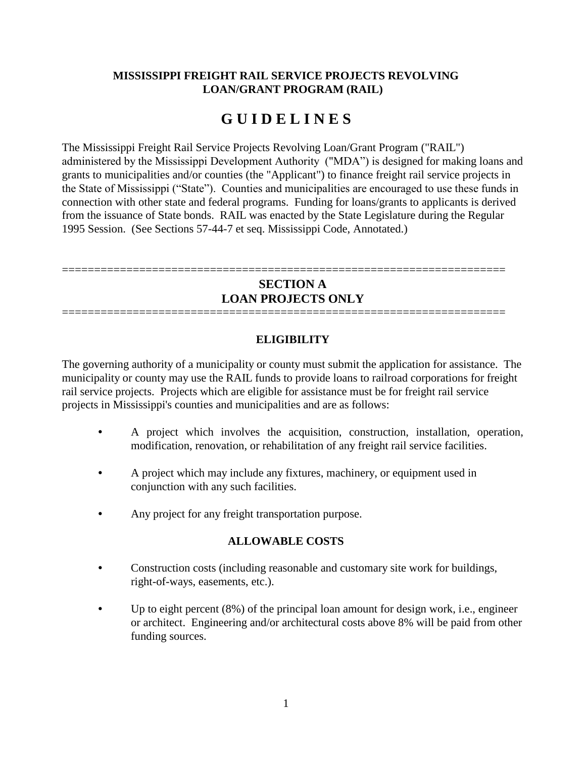**MISSISSIPPI FREIGHT RAIL SERVICE PROJECTS REVOLVING LOAN/GRANT PROGRAM (RAIL)**

# G U I D E L I N E S

The Mississippi Freight Rail Service Projects Revolving Loan/Grant Program ("RAIL") administered by the Mississippi Development Authority ("MDA") is designed for making loans and grants to municipalities and/or counties (the "Applicant") to finance freight rail service projects in the State of Mississippi ("State"). Counties and municipalities are encouraged to use these funds in connection with other state and federal programs. Funding for loans/grants to applicants is derived from the issuance of State bonds. RAIL was enacted by the State Legislature during the Regular 1995 Session. (See Sections 57-44-7 et seq. Mississippi Code, Annotated.)

==================================================================

## SECTION A
## LOAN PROJECTS ONLY

==================================================================

### ELIGIBILITY

The governing authority of a municipality or county must submit the application for assistance. The municipality or county may use the RAIL funds to provide loans to railroad corporations for freight rail service projects. Projects which are eligible for assistance must be for freight rail service projects in Mississippi's counties and municipalities and are as follows:

- A project which involves the acquisition, construction, installation, operation, modification, renovation, or rehabilitation of any freight rail service facilities.
- A project which may include any fixtures, machinery, or equipment used in conjunction with any such facilities.
- Any project for any freight transportation purpose.

### ALLOWABLE COSTS

- Construction costs (including reasonable and customary site work for buildings, right-of-ways, easements, etc.).
- Up to eight percent (8%) of the principal loan amount for design work, i.e., engineer or architect. Engineering and/or architectural costs above 8% will be paid from other funding sources.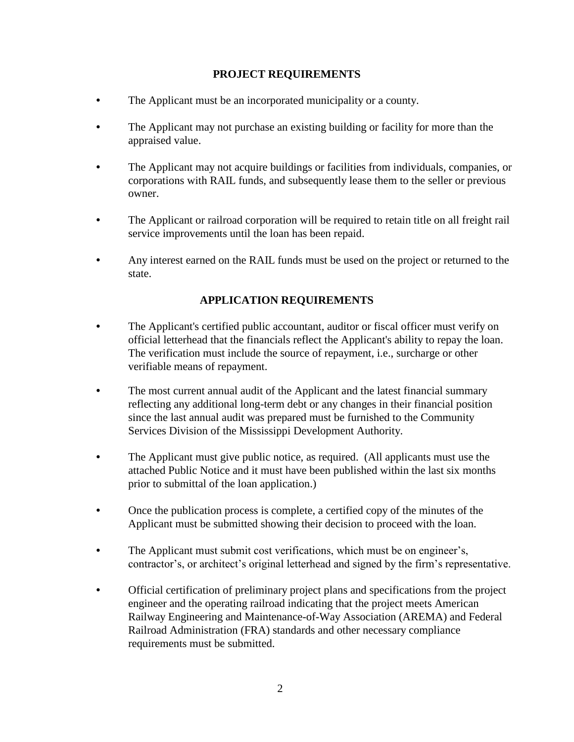## PROJECT REQUIREMENTS

- The Applicant must be an incorporated municipality or a county.
- The Applicant may not purchase an existing building or facility for more than the appraised value.
- The Applicant may not acquire buildings or facilities from individuals, companies, or corporations with RAIL funds, and subsequently lease them to the seller or previous owner.
- The Applicant or railroad corporation will be required to retain title on all freight rail service improvements until the loan has been repaid.
- Any interest earned on the RAIL funds must be used on the project or returned to the state.

## APPLICATION REQUIREMENTS

- The Applicant's certified public accountant, auditor or fiscal officer must verify on official letterhead that the financials reflect the Applicant's ability to repay the loan. The verification must include the source of repayment, i.e., surcharge or other verifiable means of repayment.
- The most current annual audit of the Applicant and the latest financial summary reflecting any additional long-term debt or any changes in their financial position since the last annual audit was prepared must be furnished to the Community Services Division of the Mississippi Development Authority.
- The Applicant must give public notice, as required. (All applicants must use the attached Public Notice and it must have been published within the last six months prior to submittal of the loan application.)
- Once the publication process is complete, a certified copy of the minutes of the Applicant must be submitted showing their decision to proceed with the loan.
- The Applicant must submit cost verifications, which must be on engineer's, contractor's, or architect's original letterhead and signed by the firm's representative.
- Official certification of preliminary project plans and specifications from the project engineer and the operating railroad indicating that the project meets American Railway Engineering and Maintenance-of-Way Association (AREMA) and Federal Railroad Administration (FRA) standards and other necessary compliance requirements must be submitted.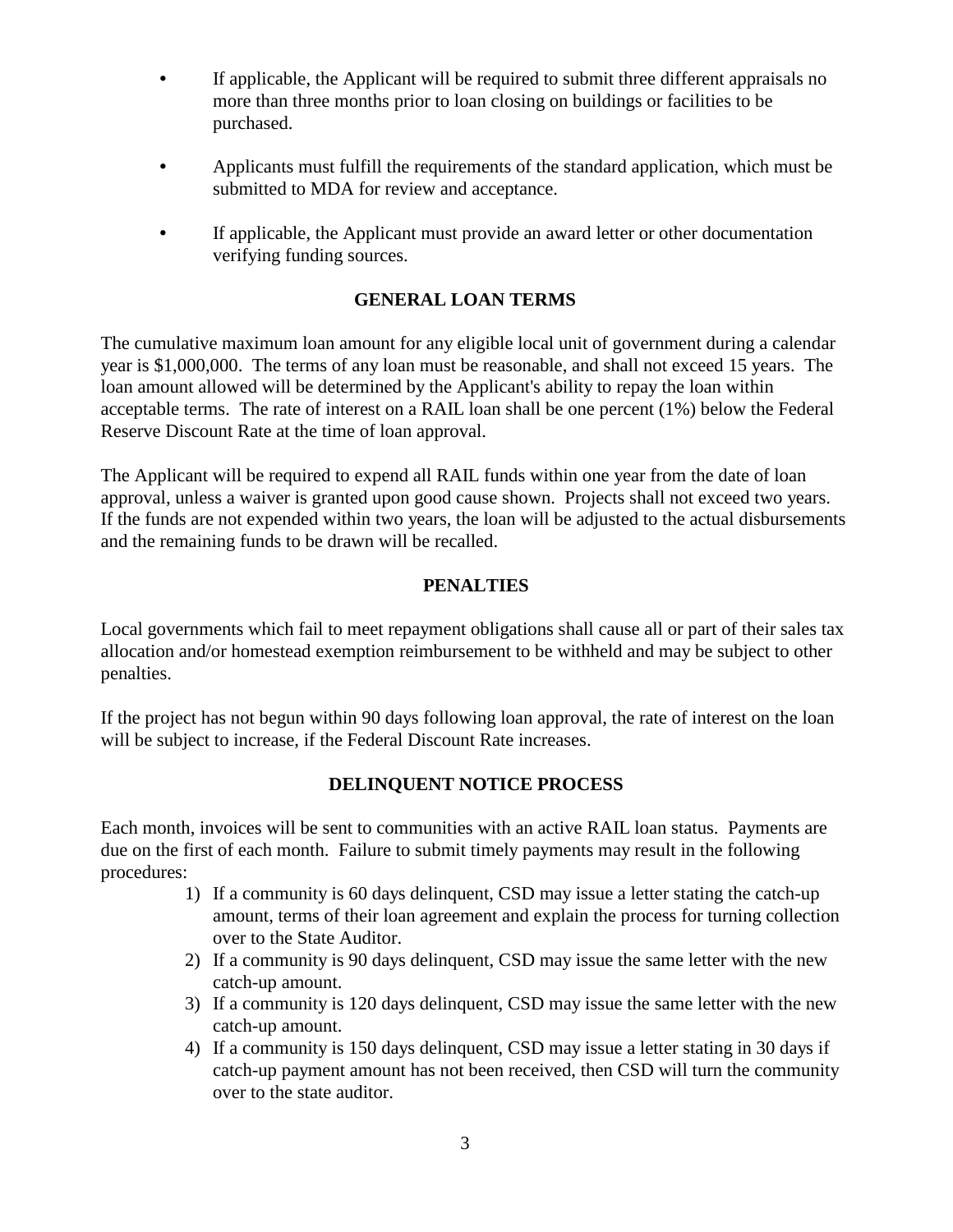- If applicable, the Applicant will be required to submit three different appraisals no more than three months prior to loan closing on buildings or facilities to be purchased.

- Applicants must fulfill the requirements of the standard application, which must be submitted to MDA for review and acceptance.

- If applicable, the Applicant must provide an award letter or other documentation verifying funding sources.

## GENERAL LOAN TERMS

The cumulative maximum loan amount for any eligible local unit of government during a calendar year is $1,000,000. The terms of any loan must be reasonable, and shall not exceed 15 years. The loan amount allowed will be determined by the Applicant's ability to repay the loan within acceptable terms. The rate of interest on a RAIL loan shall be one percent (1%) below the Federal Reserve Discount Rate at the time of loan approval.

The Applicant will be required to expend all RAIL funds within one year from the date of loan approval, unless a waiver is granted upon good cause shown. Projects shall not exceed two years. If the funds are not expended within two years, the loan will be adjusted to the actual disbursements and the remaining funds to be drawn will be recalled.

## PENALTIES

Local governments which fail to meet repayment obligations shall cause all or part of their sales tax allocation and/or homestead exemption reimbursement to be withheld and may be subject to other penalties.

If the project has not begun within 90 days following loan approval, the rate of interest on the loan will be subject to increase, if the Federal Discount Rate increases.

## DELINQUENT NOTICE PROCESS

Each month, invoices will be sent to communities with an active RAIL loan status. Payments are due on the first of each month. Failure to submit timely payments may result in the following procedures:

1) If a community is 60 days delinquent, CSD may issue a letter stating the catch-up amount, terms of their loan agreement and explain the process for turning collection over to the State Auditor.
2) If a community is 90 days delinquent, CSD may issue the same letter with the new catch-up amount.
3) If a community is 120 days delinquent, CSD may issue the same letter with the new catch-up amount.
4) If a community is 150 days delinquent, CSD may issue a letter stating in 30 days if catch-up payment amount has not been received, then CSD will turn the community over to the state auditor.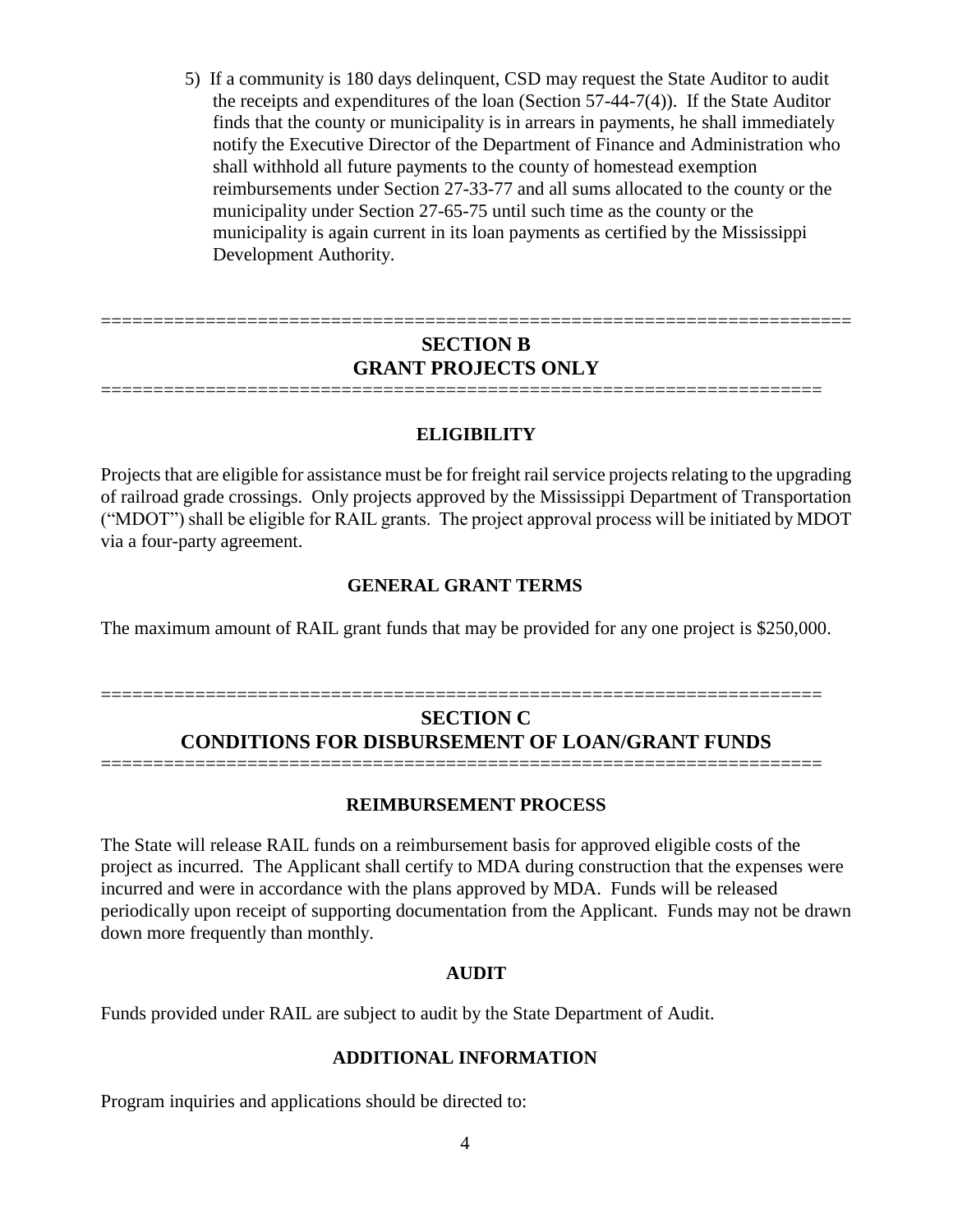5) If a community is 180 days delinquent, CSD may request the State Auditor to audit the receipts and expenditures of the loan (Section 57-44-7(4)). If the State Auditor finds that the county or municipality is in arrears in payments, he shall immediately notify the Executive Director of the Department of Finance and Administration who shall withhold all future payments to the county of homestead exemption reimbursements under Section 27-33-77 and all sums allocated to the county or the municipality under Section 27-65-75 until such time as the county or the municipality is again current in its loan payments as certified by the Mississippi Development Authority.

# SECTION B
# GRANT PROJECTS ONLY

### ELIGIBILITY

Projects that are eligible for assistance must be for freight rail service projects relating to the upgrading of railroad grade crossings. Only projects approved by the Mississippi Department of Transportation ("MDOT") shall be eligible for RAIL grants. The project approval process will be initiated by MDOT via a four-party agreement.

### GENERAL GRANT TERMS

The maximum amount of RAIL grant funds that may be provided for any one project is $250,000.

# SECTION C
# CONDITIONS FOR DISBURSEMENT OF LOAN/GRANT FUNDS

### REIMBURSEMENT PROCESS

The State will release RAIL funds on a reimbursement basis for approved eligible costs of the project as incurred. The Applicant shall certify to MDA during construction that the expenses were incurred and were in accordance with the plans approved by MDA. Funds will be released periodically upon receipt of supporting documentation from the Applicant. Funds may not be drawn down more frequently than monthly.

### AUDIT

Funds provided under RAIL are subject to audit by the State Department of Audit.

### ADDITIONAL INFORMATION

Program inquiries and applications should be directed to: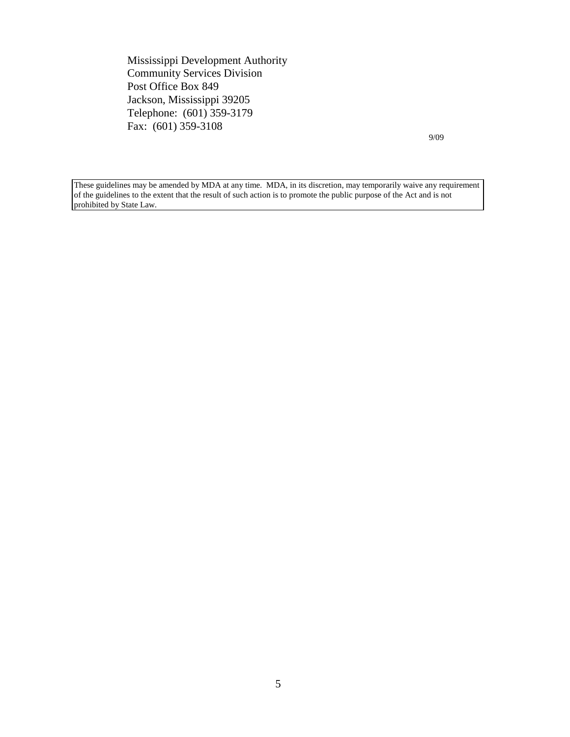Mississippi Development Authority
Community Services Division
Post Office Box 849
Jackson, Mississippi 39205
Telephone: (601) 359-3179
Fax: (601) 359-3108

9/09

These guidelines may be amended by MDA at any time. MDA, in its discretion, may temporarily waive any requirement of the guidelines to the extent that the result of such action is to promote the public purpose of the Act and is not prohibited by State Law.